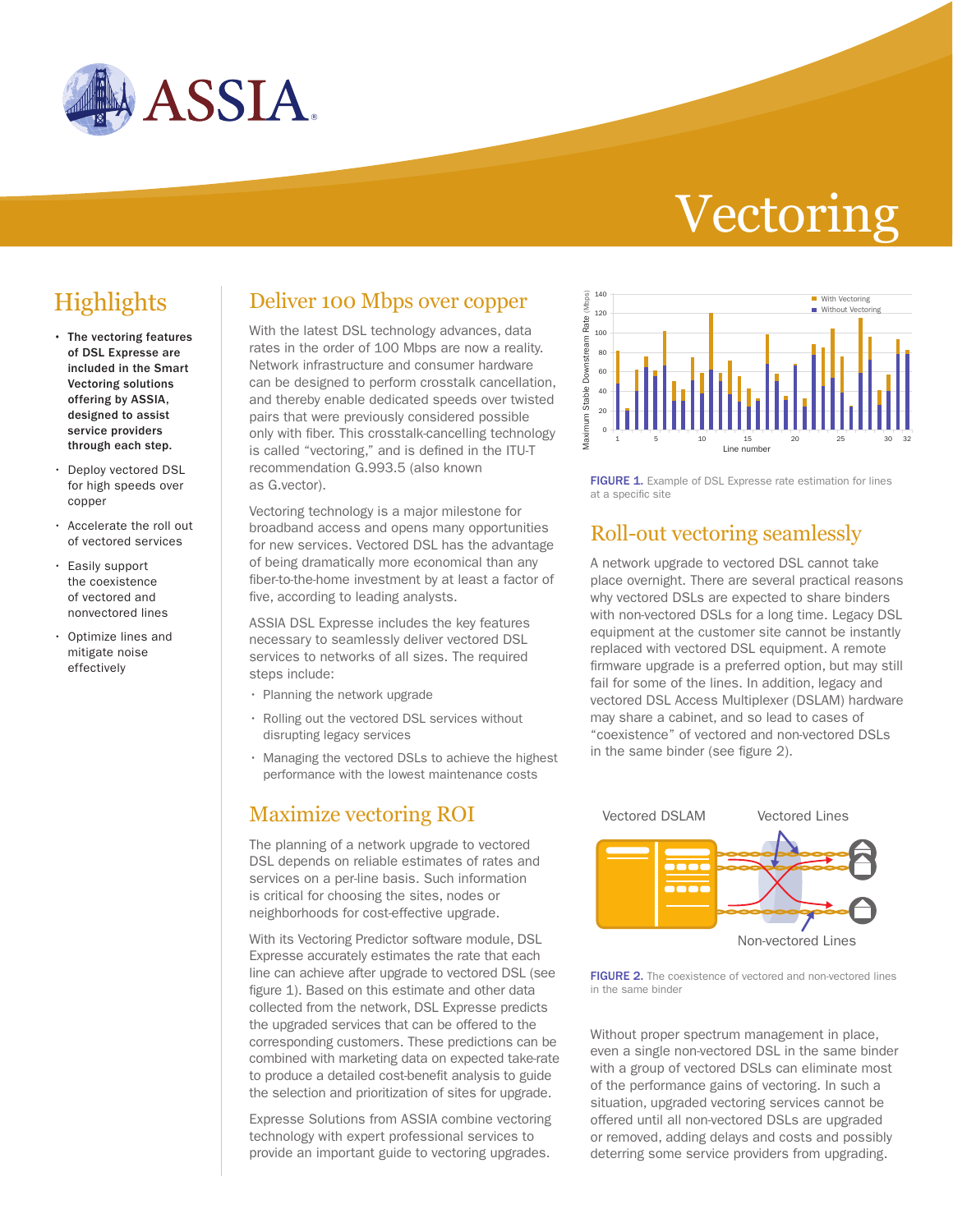# Vectoring

## Highlights

- **The vectoring features of DSL Expresse are included in the Smart Vectoring solutions offering by ASSIA, designed to assist service providers through each step.**
- Deploy vectored DSL for high speeds over copper
- Accelerate the roll out of vectored services
- Easily support the coexistence of vectored and nonvectored lines
- Optimize lines and mitigate noise effectively

## Deliver 100 Mbps over copper

With the latest DSL technology advances, data rates in the order of 100 Mbps are now a reality. Network infrastructure and consumer hardware can be designed to perform crosstalk cancellation, and thereby enable dedicated speeds over twisted pairs that were previously considered possible only with fiber. This crosstalk-cancelling technology is called "vectoring," and is defined in the ITU-T recommendation G.993.5 (also known as G.vector).

Vectoring technology is a major milestone for broadband access and opens many opportunities for new services. Vectored DSL has the advantage of being dramatically more economical than any fiber-to-the-home investment by at least a factor of five, according to leading analysts.

ASSIA DSL Expresse includes the key features necessary to seamlessly deliver vectored DSL services to networks of all sizes. The required steps include:

- Planning the network upgrade
- Rolling out the vectored DSL services without disrupting legacy services
- Managing the vectored DSLs to achieve the highest performance with the lowest maintenance costs

## Maximize vectoring ROI

The planning of a network upgrade to vectored DSL depends on reliable estimates of rates and services on a per-line basis. Such information is critical for choosing the sites, nodes or neighborhoods for cost-effective upgrade.

With its Vectoring Predictor software module, DSL Expresse accurately estimates the rate that each line can achieve after upgrade to vectored DSL (see figure 1). Based on this estimate and other data collected from the network, DSL Expresse predicts the upgraded services that can be offered to the corresponding customers. These predictions can be combined with marketing data on expected take-rate to produce a detailed cost-benefit analysis to guide the selection and prioritization of sites for upgrade.

Expresse Solutions from ASSIA combine vectoring technology with expert professional services to provide an important guide to vectoring upgrades.

**FIGURE 1.** Example of DSL Expresse rate estimation for lines at a specific site

## Roll-out vectoring seamlessly

A network upgrade to vectored DSL cannot take place overnight. There are several practical reasons why vectored DSLs are expected to share binders with non-vectored DSLs for a long time. Legacy DSL equipment at the customer site cannot be instantly replaced with vectored DSL equipment. A remote firmware upgrade is a preferred option, but may still fail for some of the lines. In addition, legacy and vectored DSL Access Multiplexer (DSLAM) hardware may share a cabinet, and so lead to cases of "coexistence" of vectored and non-vectored DSLs in the same binder (see figure 2).

**FIGURE 2.** The coexistence of vectored and non-vectored lines in the same binder

Without proper spectrum management in place, even a single non-vectored DSL in the same binder with a group of vectored DSLs can eliminate most of the performance gains of vectoring. In such a situation, upgraded vectoring services cannot be offered until all non-vectored DSLs are upgraded or removed, adding delays and costs and possibly deterring some service providers from upgrading.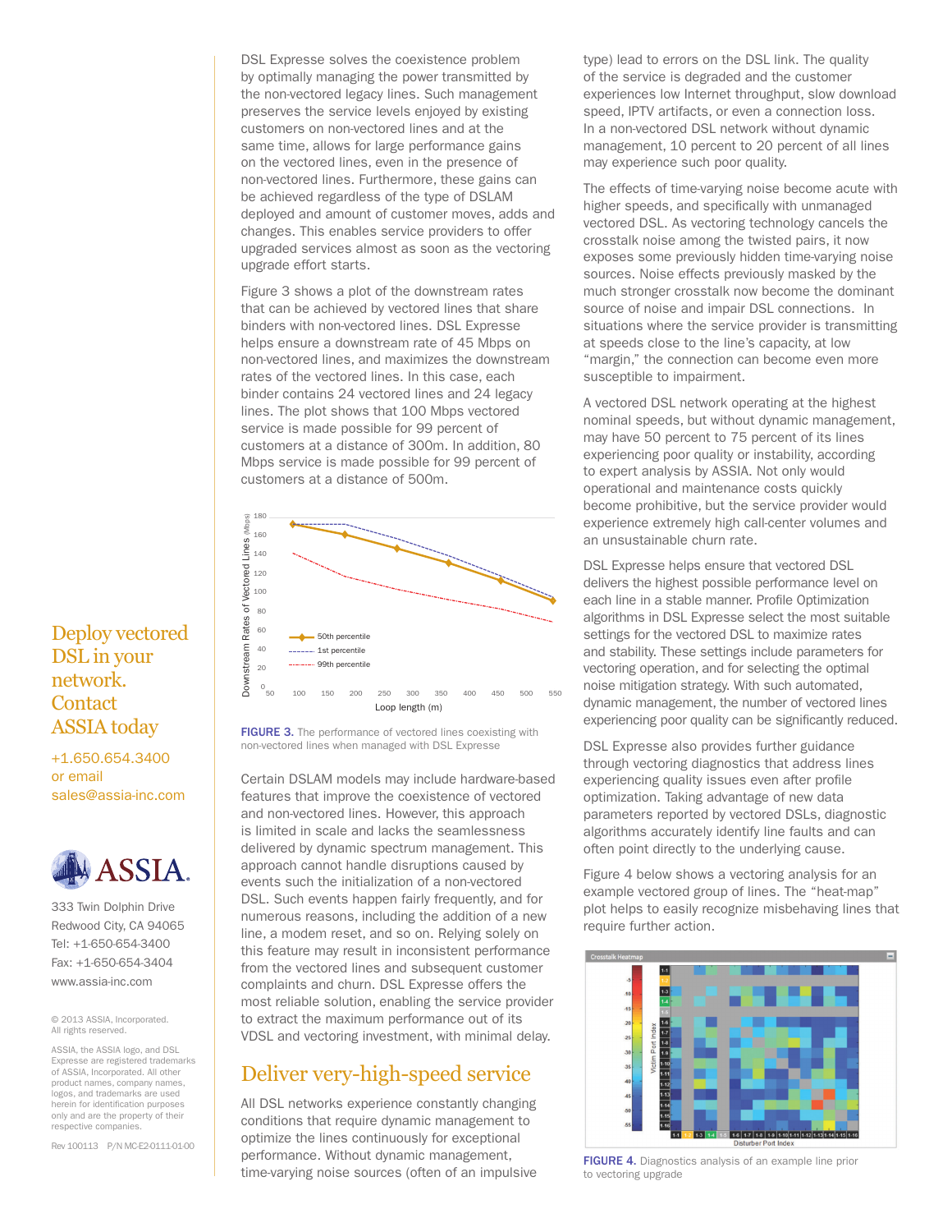DSL Express solves the coexistence problem by optimally managing the power transmitted by the non-vectored legacy lines. Such management preserves the service levels enjoyed by existing customers on non-vectored lines and at the same time, allows for large performance gains on the vectored lines, even in the presence of non-vectored lines. Furthermore, these gains can be achieved regardless of the type of DSLAM deployed and amount of customer moves, adds and changes. This enables service providers to offer upgraded services almost as soon as the vectoring upgrade effort starts.

Figure 3 shows a plot of the downstream rates that can be achieved by vectored lines that share binders with non-vectored lines. DSL Express helps ensure a downstream rate of 45 Mbps on non-vectored lines, and maximizes the downstream rates of the vectored lines. In this case, each binder contains 24 vectored lines and 24 legacy lines. The plot shows that 100 Mbps vectored service is made possible for 99 percent of customers at a distance of 300m. In addition, 80 Mbps service is made possible for 99 percent of customers at a distance of 500m.

Downstream Rates of Vectored Lines (Mbps)
180
160
140
120
100
80
60
40
20
0
50 100 150 200 250 300 350 400 450 500 550
Loop length (m)
50th percentile
1st percentile
99th percentile

**FIGURE 3.** The performance of vectored lines coexisting with non-vectored lines when managed with DSL Express

Certain DSLAM models may include hardware-based features that improve the coexistence of vectored and non-vectored lines. However, this approach is limited in scale and lacks the seamlessness delivered by dynamic spectrum management. This approach cannot handle disruptions caused by events such the initialization of a non-vectored DSL. Such events happen fairly frequently, and for numerous reasons, including the addition of a new line, a modem reset, and so on. Relying solely on this feature may result in inconsistent performance from the vectored lines and subsequent customer complaints and churn. DSL Express offers the most reliable solution, enabling the service provider to extract the maximum performance out of its VDSL and vectoring investment, with minimal delay.

## Deliver very-high-speed service

All DSL networks experience constantly changing conditions that require dynamic management to optimize the lines continuously for exceptional performance. Without dynamic management, time-varying noise sources (often of an impulsive type) lead to errors on the DSL link. The quality of the service is degraded and the customer experiences low Internet throughput, slow download speed, IPTV artifacts, or even a connection loss. In a non-vectored DSL network without dynamic management, 10 percent to 20 percent of all lines may experience such poor quality.

The effects of time-varying noise become acute with higher speeds, and specifically with unmanaged vectored DSL. As vectoring technology cancels the crosstalk noise among the twisted pairs, it now exposes some previously hidden time-varying noise sources. Noise effects previously masked by the much stronger crosstalk now become the dominant source of noise and impair DSL connections. In situations where the service provider is transmitting at speeds close to the line's capacity, at low "margin," the connection can become even more susceptible to impairment.

A vectored DSL network operating at the highest nominal speeds, but without dynamic management, may have 50 percent to 75 percent of its lines experiencing poor quality or instability, according to expert analysis by ASSIA. Not only would operational and maintenance costs quickly become prohibitive, but the service provider would experience extremely high call-center volumes and an unsustainable churn rate.

DSL Express helps ensure that vectored DSL delivers the highest possible performance level on each line in a stable manner. Profile Optimization algorithms in DSL Express select the most suitable settings for the vectored DSL to maximize rates and stability. These settings include parameters for vectoring operation, and for selecting the optimal noise mitigation strategy. With such automated, dynamic management, the number of vectored lines experiencing poor quality can be significantly reduced.

DSL Express also provides further guidance through vectoring diagnostics that address lines experiencing quality issues even after profile optimization. Taking advantage of new data parameters reported by vectored DSLs, diagnostic algorithms accurately identify line faults and can often point directly to the underlying cause.

Figure 4 below shows a vectoring analysis for an example vectored group of lines. The "heat-map" plot helps to easily recognize misbehaving lines that require further action.

Crosstalk Heatmap
Victim Port Index
Disturber Port Index
-5 -10 -15 -20 -25 -30 -35 -40 -45 -50 -55
1-1 1-2 1-3 1-4 1-5 1-6 1-7 1-8 1-9 1-10 1-11 1-12 1-13 1-14 1-15 1-16

**FIGURE 4.** Diagnostics analysis of an example line prior to vectoring upgrade

**Deploy vectored DSL in your network. Contact ASSIA today**

+1.650.654.3400 or email sales@assia-inc.com

ASSIA.

333 Twin Dolphin Drive
Redwood City, CA 94065
Tel: +1-650-654-3400
Fax: +1-650-654-3404
www.assia-inc.com

© 2013 ASSIA, Incorporated. All rights reserved.

ASSIA, the ASSIA logo, and DSL Express are registered trademarks of ASSIA, Incorporated. All other product names, company names, logos, and trademarks are used herein for identification purposes only and are the property of their respective companies.

Rev 100113 P/N MC-E2-0111-01-00